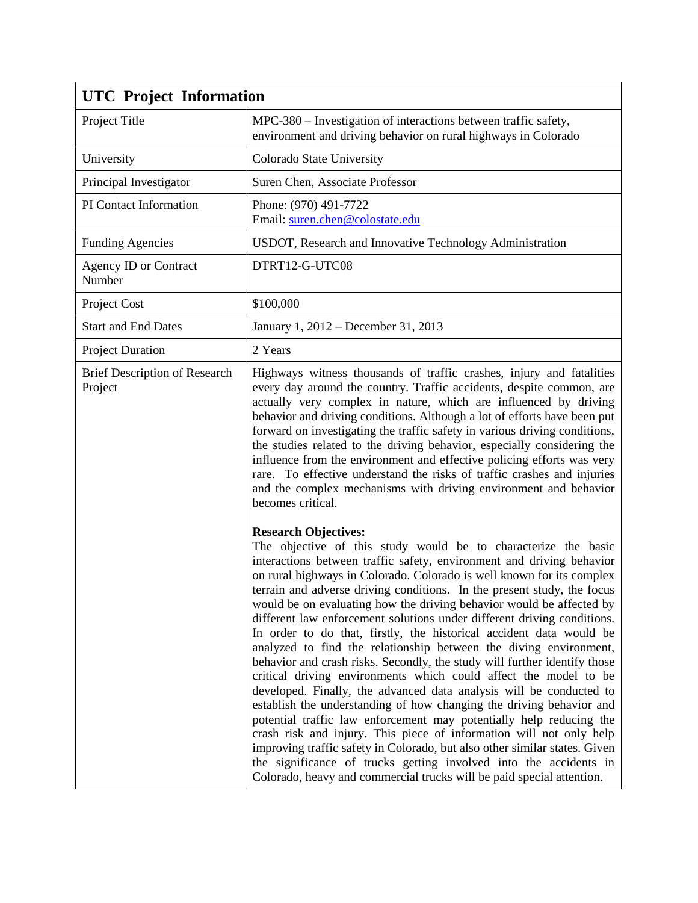| UTC Project Information | |
|---|---|
| Project Title | MPC-380 – Investigation of interactions between traffic safety, environment and driving behavior on rural highways in Colorado |
| University | Colorado State University |
| Principal Investigator | Suren Chen, Associate Professor |
| PI Contact Information | Phone: (970) 491-7722<br>Email: suren.chen@colostate.edu |
| Funding Agencies | USDOT, Research and Innovative Technology Administration |
| Agency ID or Contract Number | DTRT12-G-UTC08 |
| Project Cost | $100,000 |
| Start and End Dates | January 1, 2012 – December 31, 2013 |
| Project Duration | 2 Years |
| Brief Description of Research Project | Highways witness thousands of traffic crashes, injury and fatalities every day around the country. Traffic accidents, despite common, are actually very complex in nature, which are influenced by driving behavior and driving conditions. Although a lot of efforts have been put forward on investigating the traffic safety in various driving conditions, the studies related to the driving behavior, especially considering the influence from the environment and effective policing efforts was very rare. To effective understand the risks of traffic crashes and injuries and the complex mechanisms with driving environment and behavior becomes critical.<br><br>**Research Objectives:**<br>The objective of this study would be to characterize the basic interactions between traffic safety, environment and driving behavior on rural highways in Colorado. Colorado is well known for its complex terrain and adverse driving conditions. In the present study, the focus would be on evaluating how the driving behavior would be affected by different law enforcement solutions under different driving conditions. In order to do that, firstly, the historical accident data would be analyzed to find the relationship between the diving environment, behavior and crash risks. Secondly, the study will further identify those critical driving environments which could affect the model to be developed. Finally, the advanced data analysis will be conducted to establish the understanding of how changing the driving behavior and potential traffic law enforcement may potentially help reducing the crash risk and injury. This piece of information will not only help improving traffic safety in Colorado, but also other similar states. Given the significance of trucks getting involved into the accidents in Colorado, heavy and commercial trucks will be paid special attention. |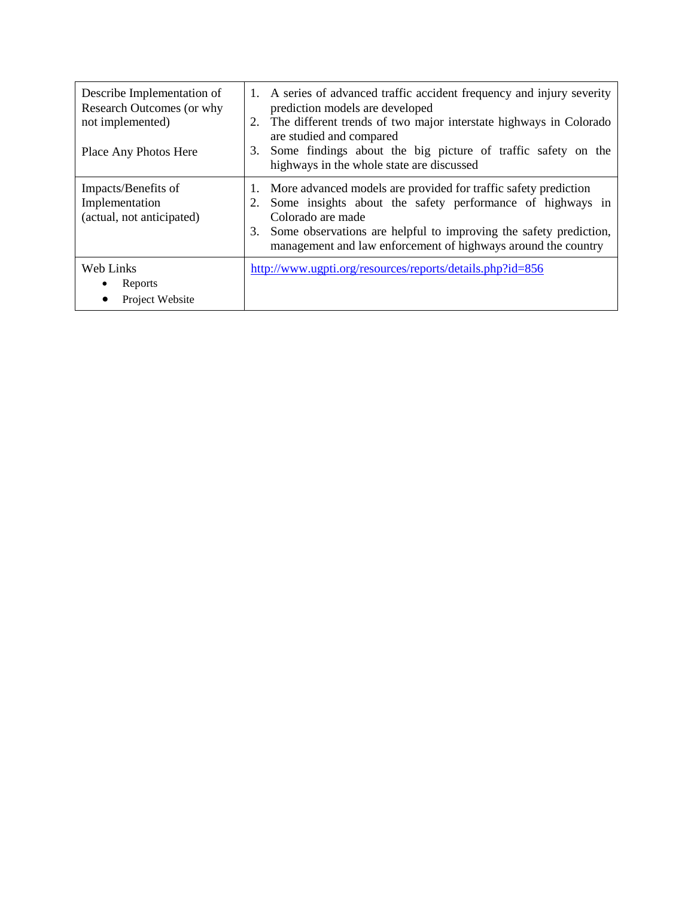| | |
|---|---|
| Describe Implementation of Research Outcomes (or why not implemented)<br><br>Place Any Photos Here | 1. A series of advanced traffic accident frequency and injury severity prediction models are developed<br>2. The different trends of two major interstate highways in Colorado are studied and compared<br>3. Some findings about the big picture of traffic safety on the highways in the whole state are discussed |
| Impacts/Benefits of Implementation (actual, not anticipated) | 1. More advanced models are provided for traffic safety prediction<br>2. Some insights about the safety performance of highways in Colorado are made<br>3. Some observations are helpful to improving the safety prediction, management and law enforcement of highways around the country |
| Web Links<br>• Reports<br>• Project Website | http://www.ugpti.org/resources/reports/details.php?id=856 |